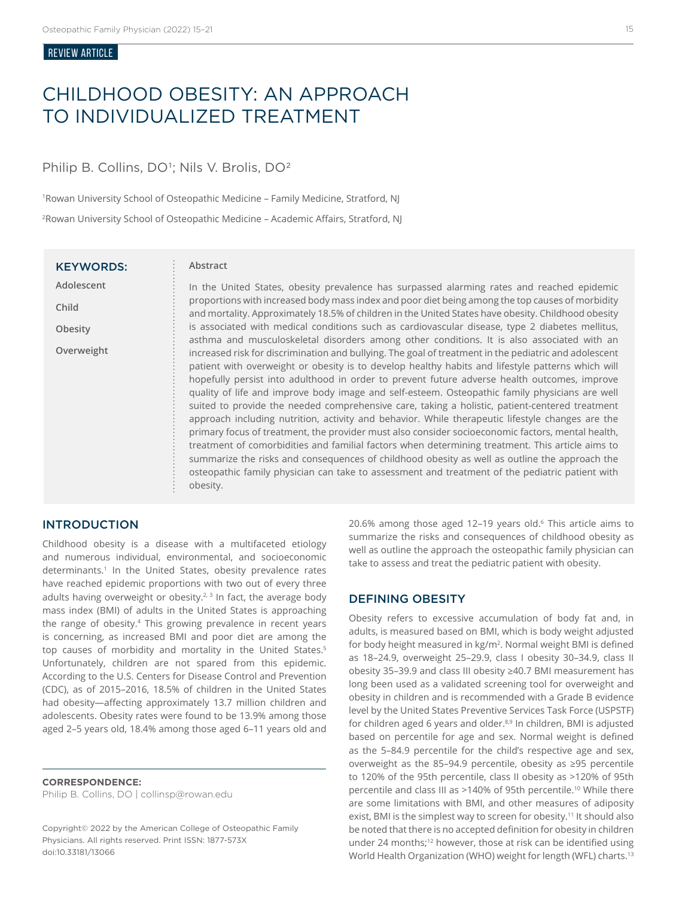REVIEW ARTICLE

# CHILDHOOD OBESITY: AN APPROACH TO INDIVIDUALIZED TREATMENT

Philip B. Collins, DO[1]; Nils V. Brolis, DO[2]

[1]Rowan University School of Osteopathic Medicine – Family Medicine, Stratford, NJ

[2]Rowan University School of Osteopathic Medicine – Academic Affairs, Stratford, NJ

**KEYWORDS:**

Adolescent

Child

Obesity

Overweight

**Abstract**

In the United States, obesity prevalence has surpassed alarming rates and reached epidemic proportions with increased body mass index and poor diet being among the top causes of morbidity and mortality. Approximately 18.5% of children in the United States have obesity. Childhood obesity is associated with medical conditions such as cardiovascular disease, type 2 diabetes mellitus, asthma and musculoskeletal disorders among other conditions. It is also associated with an increased risk for discrimination and bullying. The goal of treatment in the pediatric and adolescent patient with overweight or obesity is to develop healthy habits and lifestyle patterns which will hopefully persist into adulthood in order to prevent future adverse health outcomes, improve quality of life and improve body image and self-esteem. Osteopathic family physicians are well suited to provide the needed comprehensive care, taking a holistic, patient-centered treatment approach including nutrition, activity and behavior. While therapeutic lifestyle changes are the primary focus of treatment, the provider must also consider socioeconomic factors, mental health, treatment of comorbidities and familial factors when determining treatment. This article aims to summarize the risks and consequences of childhood obesity as well as outline the approach the osteopathic family physician can take to assessment and treatment of the pediatric patient with obesity.

## INTRODUCTION

Childhood obesity is a disease with a multifaceted etiology and numerous individual, environmental, and socioeconomic determinants.[1] In the United States, obesity prevalence rates have reached epidemic proportions with two out of every three adults having overweight or obesity.[2, 3] In fact, the average body mass index (BMI) of adults in the United States is approaching the range of obesity.[4] This growing prevalence in recent years is concerning, as increased BMI and poor diet are among the top causes of morbidity and mortality in the United States.[5] Unfortunately, children are not spared from this epidemic. According to the U.S. Centers for Disease Control and Prevention (CDC), as of 2015–2016, 18.5% of children in the United States had obesity—affecting approximately 13.7 million children and adolescents. Obesity rates were found to be 13.9% among those aged 2–5 years old, 18.4% among those aged 6–11 years old and 20.6% among those aged 12–19 years old.[6] This article aims to summarize the risks and consequences of childhood obesity as well as outline the approach the osteopathic family physician can take to assess and treat the pediatric patient with obesity.

## DEFINING OBESITY

Obesity refers to excessive accumulation of body fat and, in adults, is measured based on BMI, which is body weight adjusted for body height measured in kg/m$^2$. Normal weight BMI is defined as 18–24.9, overweight 25–29.9, class I obesity 30–34.9, class II obesity 35–39.9 and class III obesity ≥40.7 BMI measurement has long been used as a validated screening tool for overweight and obesity in children and is recommended with a Grade B evidence level by the United States Preventive Services Task Force (USPSTF) for children aged 6 years and older.[8,9] In children, BMI is adjusted based on percentile for age and sex. Normal weight is defined as the 5–84.9 percentile for the child's respective age and sex, overweight as the 85–94.9 percentile, obesity as ≥95 percentile to 120% of the 95th percentile, class II obesity as >120% of 95th percentile and class III as >140% of 95th percentile.[10] While there are some limitations with BMI, and other measures of adiposity exist, BMI is the simplest way to screen for obesity.[11] It should also be noted that there is no accepted definition for obesity in children under 24 months;[12] however, those at risk can be identified using World Health Organization (WHO) weight for length (WFL) charts.[13]

**CORRESPONDENCE:**
Philip B. Collins, DO | collinsp@rowan.edu

Copyright© 2022 by the American College of Osteopathic Family Physicians. All rights reserved. Print ISSN: 1877-573X
doi:10.33181/13066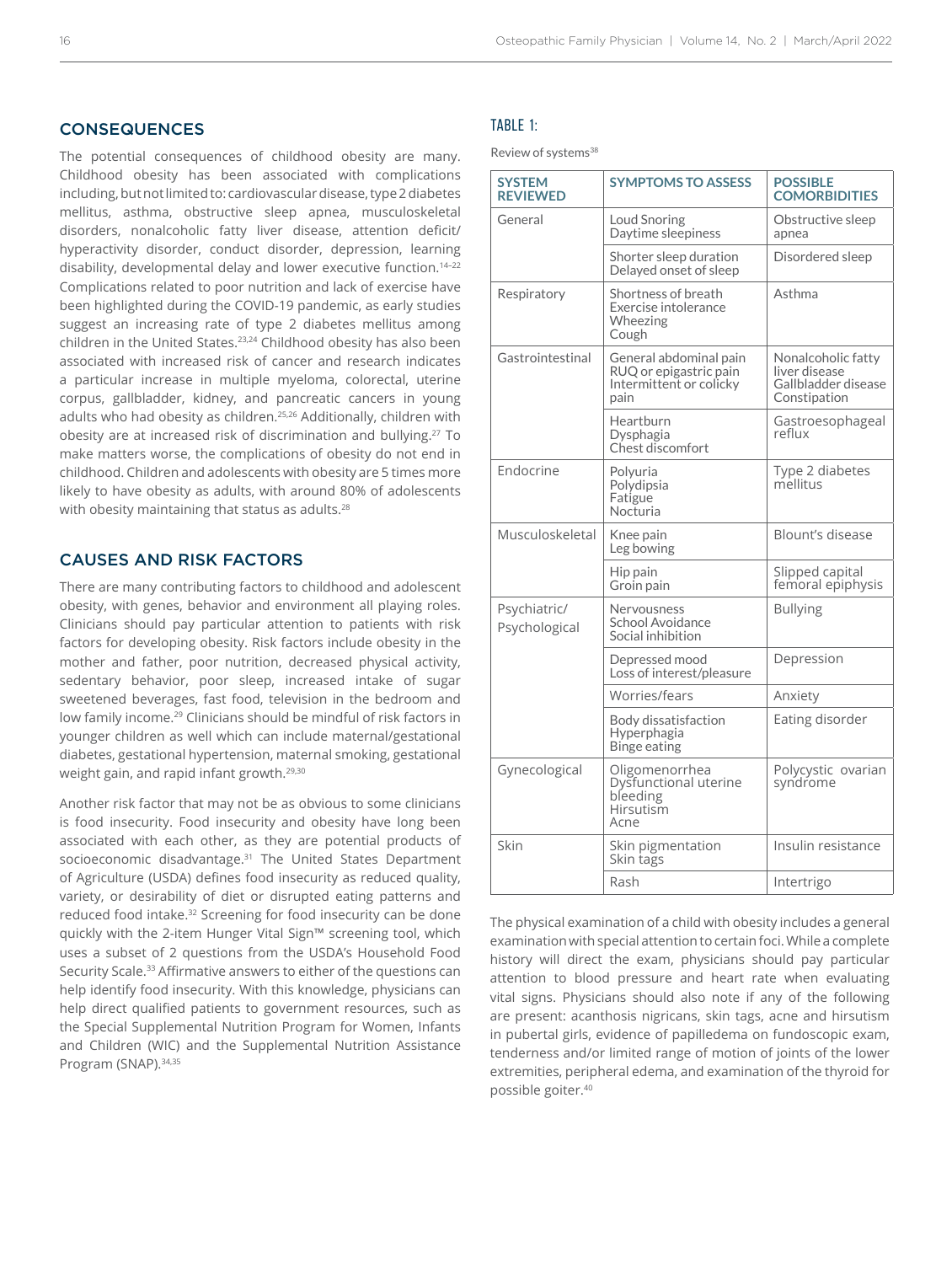## CONSEQUENCES

The potential consequences of childhood obesity are many. Childhood obesity has been associated with complications including, but not limited to: cardiovascular disease, type 2 diabetes mellitus, asthma, obstructive sleep apnea, musculoskeletal disorders, nonalcoholic fatty liver disease, attention deficit/hyperactivity disorder, conduct disorder, depression, learning disability, developmental delay and lower executive function.[14–22] Complications related to poor nutrition and lack of exercise have been highlighted during the COVID-19 pandemic, as early studies suggest an increasing rate of type 2 diabetes mellitus among children in the United States.[23,24] Childhood obesity has also been associated with increased risk of cancer and research indicates a particular increase in multiple myeloma, colorectal, uterine corpus, gallbladder, kidney, and pancreatic cancers in young adults who had obesity as children.[25,26] Additionally, children with obesity are at increased risk of discrimination and bullying.[27] To make matters worse, the complications of obesity do not end in childhood. Children and adolescents with obesity are 5 times more likely to have obesity as adults, with around 80% of adolescents with obesity maintaining that status as adults.[28]

## CAUSES AND RISK FACTORS

There are many contributing factors to childhood and adolescent obesity, with genes, behavior and environment all playing roles. Clinicians should pay particular attention to patients with risk factors for developing obesity. Risk factors include obesity in the mother and father, poor nutrition, decreased physical activity, sedentary behavior, poor sleep, increased intake of sugar sweetened beverages, fast food, television in the bedroom and low family income.[29] Clinicians should be mindful of risk factors in younger children as well which can include maternal/gestational diabetes, gestational hypertension, maternal smoking, gestational weight gain, and rapid infant growth.[29,30]

Another risk factor that may not be as obvious to some clinicians is food insecurity. Food insecurity and obesity have long been associated with each other, as they are potential products of socioeconomic disadvantage.[31] The United States Department of Agriculture (USDA) defines food insecurity as reduced quality, variety, or desirability of diet or disrupted eating patterns and reduced food intake.[32] Screening for food insecurity can be done quickly with the 2-item Hunger Vital Sign™ screening tool, which uses a subset of 2 questions from the USDA's Household Food Security Scale.[33] Affirmative answers to either of the questions can help identify food insecurity. With this knowledge, physicians can help direct qualified patients to government resources, such as the Special Supplemental Nutrition Program for Women, Infants and Children (WIC) and the Supplemental Nutrition Assistance Program (SNAP).[34,35]

### TABLE 1:

Review of systems[38]

| SYSTEM REVIEWED | SYMPTOMS TO ASSESS | POSSIBLE COMORBIDITIES |
|---|---|---|
| General | Loud Snoring<br>Daytime sleepiness | Obstructive sleep apnea |
| | Shorter sleep duration<br>Delayed onset of sleep | Disordered sleep |
| Respiratory | Shortness of breath<br>Exercise intolerance<br>Wheezing<br>Cough | Asthma |
| Gastrointestinal | General abdominal pain<br>RUQ or epigastric pain<br>Intermittent or colicky pain | Nonalcoholic fatty liver disease<br>Gallbladder disease<br>Constipation |
| | Heartburn<br>Dysphagia<br>Chest discomfort | Gastroesophageal reflux |
| Endocrine | Polyuria<br>Polydipsia<br>Fatigue<br>Nocturia | Type 2 diabetes mellitus |
| Musculoskeletal | Knee pain<br>Leg bowing | Blount's disease |
| | Hip pain<br>Groin pain | Slipped capital femoral epiphysis |
| Psychiatric/ Psychological | Nervousness<br>School Avoidance<br>Social inhibition | Bullying |
| | Depressed mood<br>Loss of interest/pleasure | Depression |
| | Worries/fears | Anxiety |
| | Body dissatisfaction<br>Hyperphagia<br>Binge eating | Eating disorder |
| Gynecological | Oligomenorrhea<br>Dysfunctional uterine bleeding<br>Hirsutism<br>Acne | Polycystic ovarian syndrome |
| Skin | Skin pigmentation<br>Skin tags | Insulin resistance |
| | Rash | Intertrigo |

The physical examination of a child with obesity includes a general examination with special attention to certain foci. While a complete history will direct the exam, physicians should pay particular attention to blood pressure and heart rate when evaluating vital signs. Physicians should also note if any of the following are present: acanthosis nigricans, skin tags, acne and hirsutism in pubertal girls, evidence of papilledema on fundoscopic exam, tenderness and/or limited range of motion of joints of the lower extremities, peripheral edema, and examination of the thyroid for possible goiter.[40]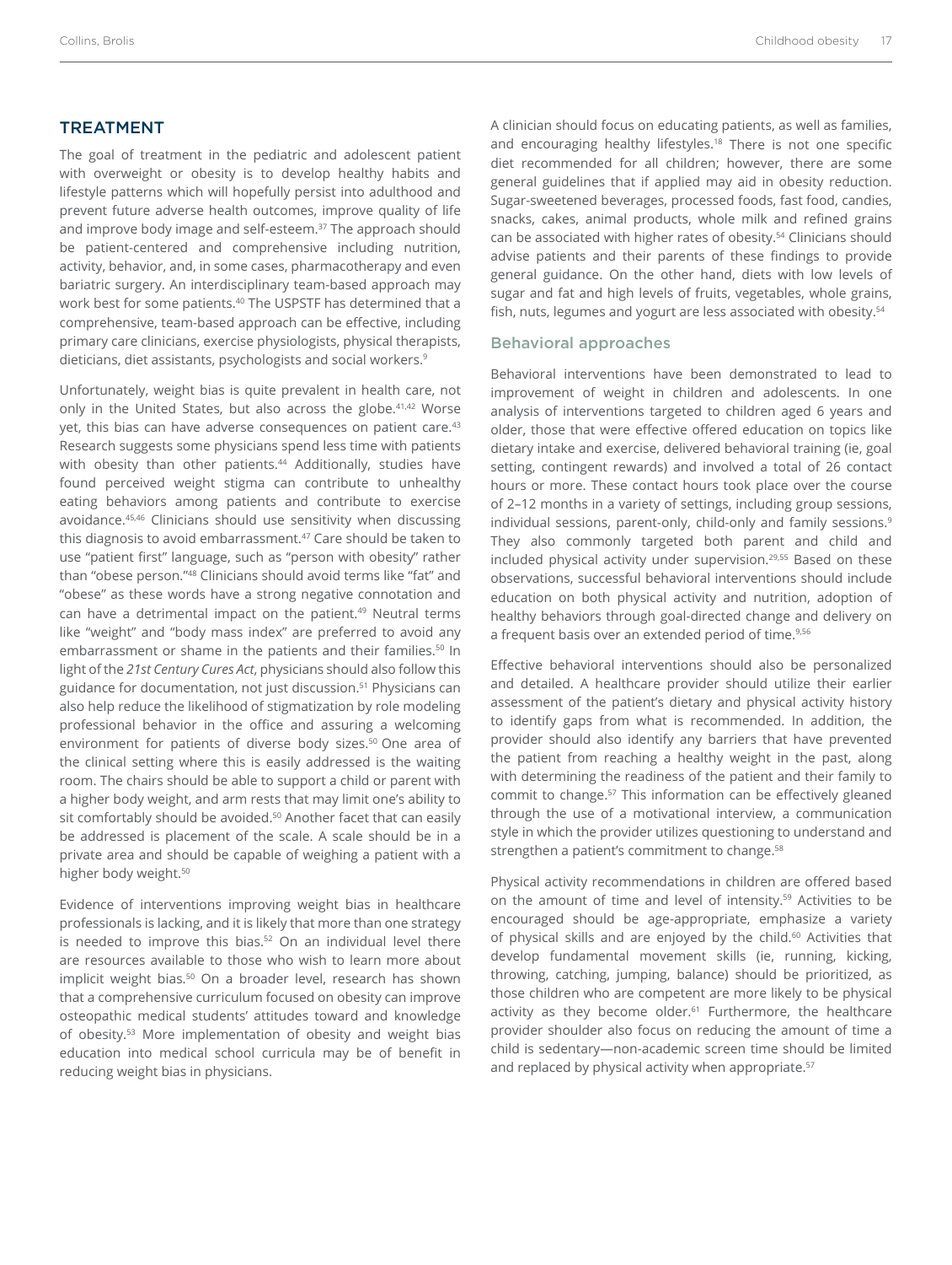## TREATMENT

The goal of treatment in the pediatric and adolescent patient with overweight or obesity is to develop healthy habits and lifestyle patterns which will hopefully persist into adulthood and prevent future adverse health outcomes, improve quality of life and improve body image and self-esteem.[37] The approach should be patient-centered and comprehensive including nutrition, activity, behavior, and, in some cases, pharmacotherapy and even bariatric surgery. An interdisciplinary team-based approach may work best for some patients.[40] The USPSTF has determined that a comprehensive, team-based approach can be effective, including primary care clinicians, exercise physiologists, physical therapists, dieticians, diet assistants, psychologists and social workers.[9]

Unfortunately, weight bias is quite prevalent in health care, not only in the United States, but also across the globe.[41,42] Worse yet, this bias can have adverse consequences on patient care.[43] Research suggests some physicians spend less time with patients with obesity than other patients.[44] Additionally, studies have found perceived weight stigma can contribute to unhealthy eating behaviors among patients and contribute to exercise avoidance.[45,46] Clinicians should use sensitivity when discussing this diagnosis to avoid embarrassment.[47] Care should be taken to use "patient first" language, such as "person with obesity" rather than "obese person."[48] Clinicians should avoid terms like "fat" and "obese" as these words have a strong negative connotation and can have a detrimental impact on the patient.[49] Neutral terms like "weight" and "body mass index" are preferred to avoid any embarrassment or shame in the patients and their families.[50] In light of the *21st Century Cures Act*, physicians should also follow this guidance for documentation, not just discussion.[51] Physicians can also help reduce the likelihood of stigmatization by role modeling professional behavior in the office and assuring a welcoming environment for patients of diverse body sizes.[50] One area of the clinical setting where this is easily addressed is the waiting room. The chairs should be able to support a child or parent with a higher body weight, and arm rests that may limit one's ability to sit comfortably should be avoided.[50] Another facet that can easily be addressed is placement of the scale. A scale should be in a private area and should be capable of weighing a patient with a higher body weight.[50]

Evidence of interventions improving weight bias in healthcare professionals is lacking, and it is likely that more than one strategy is needed to improve this bias.[52] On an individual level there are resources available to those who wish to learn more about implicit weight bias.[50] On a broader level, research has shown that a comprehensive curriculum focused on obesity can improve osteopathic medical students' attitudes toward and knowledge of obesity.[53] More implementation of obesity and weight bias education into medical school curricula may be of benefit in reducing weight bias in physicians.

A clinician should focus on educating patients, as well as families, and encouraging healthy lifestyles.[18] There is not one specific diet recommended for all children; however, there are some general guidelines that if applied may aid in obesity reduction. Sugar-sweetened beverages, processed foods, fast food, candies, snacks, cakes, animal products, whole milk and refined grains can be associated with higher rates of obesity.[54] Clinicians should advise patients and their parents of these findings to provide general guidance. On the other hand, diets with low levels of sugar and fat and high levels of fruits, vegetables, whole grains, fish, nuts, legumes and yogurt are less associated with obesity.[54]

### Behavioral approaches

Behavioral interventions have been demonstrated to lead to improvement of weight in children and adolescents. In one analysis of interventions targeted to children aged 6 years and older, those that were effective offered education on topics like dietary intake and exercise, delivered behavioral training (ie, goal setting, contingent rewards) and involved a total of 26 contact hours or more. These contact hours took place over the course of 2–12 months in a variety of settings, including group sessions, individual sessions, parent-only, child-only and family sessions.[9] They also commonly targeted both parent and child and included physical activity under supervision.[29,55] Based on these observations, successful behavioral interventions should include education on both physical activity and nutrition, adoption of healthy behaviors through goal-directed change and delivery on a frequent basis over an extended period of time.[9,56]

Effective behavioral interventions should also be personalized and detailed. A healthcare provider should utilize their earlier assessment of the patient's dietary and physical activity history to identify gaps from what is recommended. In addition, the provider should also identify any barriers that have prevented the patient from reaching a healthy weight in the past, along with determining the readiness of the patient and their family to commit to change.[57] This information can be effectively gleaned through the use of a motivational interview, a communication style in which the provider utilizes questioning to understand and strengthen a patient's commitment to change.[58]

Physical activity recommendations in children are offered based on the amount of time and level of intensity.[59] Activities to be encouraged should be age-appropriate, emphasize a variety of physical skills and are enjoyed by the child.[60] Activities that develop fundamental movement skills (ie, running, kicking, throwing, catching, jumping, balance) should be prioritized, as those children who are competent are more likely to be physical activity as they become older.[61] Furthermore, the healthcare provider shoulder also focus on reducing the amount of time a child is sedentary—non-academic screen time should be limited and replaced by physical activity when appropriate.[57]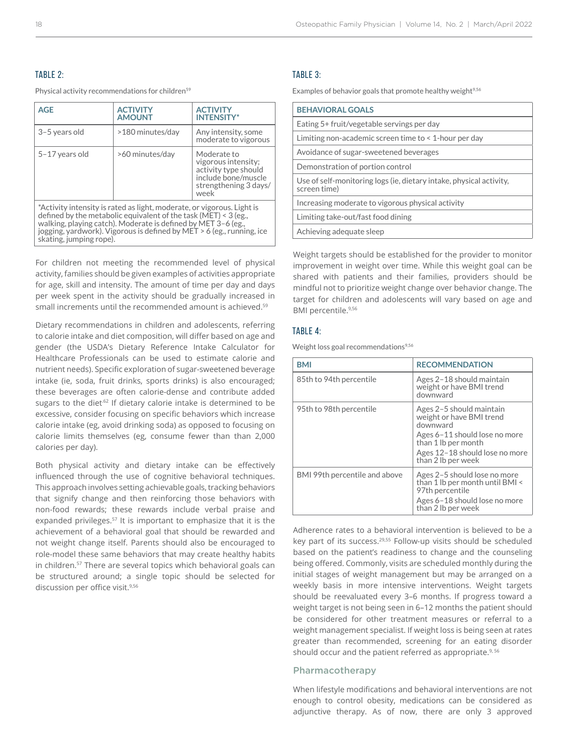### TABLE 2:

Physical activity recommendations for children[59]

| AGE | ACTIVITY AMOUNT | ACTIVITY INTENSITY* |
|---|---|---|
| 3–5 years old | >180 minutes/day | Any intensity, some moderate to vigorous |
| 5–17 years old | >60 minutes/day | Moderate to vigorous intensity; activity type should include bone/muscle strengthening 3 days/week |

*Activity intensity is rated as light, moderate, or vigorous. Light is defined by the metabolic equivalent of the task (MET) < 3 (eg., walking, playing catch). Moderate is defined by MET 3–6 (eg., jogging, yardwork). Vigorous is defined by MET > 6 (eg., running, ice skating, jumping rope).

For children not meeting the recommended level of physical activity, families should be given examples of activities appropriate for age, skill and intensity. The amount of time per day and days per week spent in the activity should be gradually increased in small increments until the recommended amount is achieved.[59]

Dietary recommendations in children and adolescents, referring to calorie intake and diet composition, will differ based on age and gender (the USDA's Dietary Reference Intake Calculator for Healthcare Professionals can be used to estimate calorie and nutrient needs). Specific exploration of sugar-sweetened beverage intake (ie, soda, fruit drinks, sports drinks) is also encouraged; these beverages are often calorie-dense and contribute added sugars to the diet[62] If dietary calorie intake is determined to be excessive, consider focusing on specific behaviors which increase calorie intake (eg, avoid drinking soda) as opposed to focusing on calorie limits themselves (eg, consume fewer than than 2,000 calories per day).

Both physical activity and dietary intake can be effectively influenced through the use of cognitive behavioral techniques. This approach involves setting achievable goals, tracking behaviors that signify change and then reinforcing those behaviors with non-food rewards; these rewards include verbal praise and expanded privileges.[57] It is important to emphasize that it is the achievement of a behavioral goal that should be rewarded and not weight change itself. Parents should also be encouraged to role-model these same behaviors that may create healthy habits in children.[57] There are several topics which behavioral goals can be structured around; a single topic should be selected for discussion per office visit.[9,56]

### TABLE 3:

Examples of behavior goals that promote healthy weight[9,56]

| BEHAVIORAL GOALS |
|---|
| Eating 5+ fruit/vegetable servings per day |
| Limiting non-academic screen time to < 1-hour per day |
| Avoidance of sugar-sweetened beverages |
| Demonstration of portion control |
| Use of self-monitoring logs (ie, dietary intake, physical activity, screen time) |
| Increasing moderate to vigorous physical activity |
| Limiting take-out/fast food dining |
| Achieving adequate sleep |

Weight targets should be established for the provider to monitor improvement in weight over time. While this weight goal can be shared with patients and their families, providers should be mindful not to prioritize weight change over behavior change. The target for children and adolescents will vary based on age and BMI percentile.[9,56]

### TABLE 4:

Weight loss goal recommendations[9,56]

| BMI | RECOMMENDATION |
|---|---|
| 85th to 94th percentile | Ages 2–18 should maintain weight or have BMI trend downward |
| 95th to 98th percentile | Ages 2–5 should maintain weight or have BMI trend downward<br>Ages 6–11 should lose no more than 1 lb per month<br>Ages 12–18 should lose no more than 2 lb per week |
| BMI 99th percentile and above | Ages 2–5 should lose no more than 1 lb per month until BMI < 97th percentile<br>Ages 6–18 should lose no more than 2 lb per week |

Adherence rates to a behavioral intervention is believed to be a key part of its success.[29,55] Follow-up visits should be scheduled based on the patient's readiness to change and the counseling being offered. Commonly, visits are scheduled monthly during the initial stages of weight management but may be arranged on a weekly basis in more intensive interventions. Weight targets should be reevaluated every 3–6 months. If progress toward a weight target is not being seen in 6–12 months the patient should be considered for other treatment measures or referral to a weight management specialist. If weight loss is being seen at rates greater than recommended, screening for an eating disorder should occur and the patient referred as appropriate.[9, 56]

## Pharmacotherapy

When lifestyle modifications and behavioral interventions are not enough to control obesity, medications can be considered as adjunctive therapy. As of now, there are only 3 approved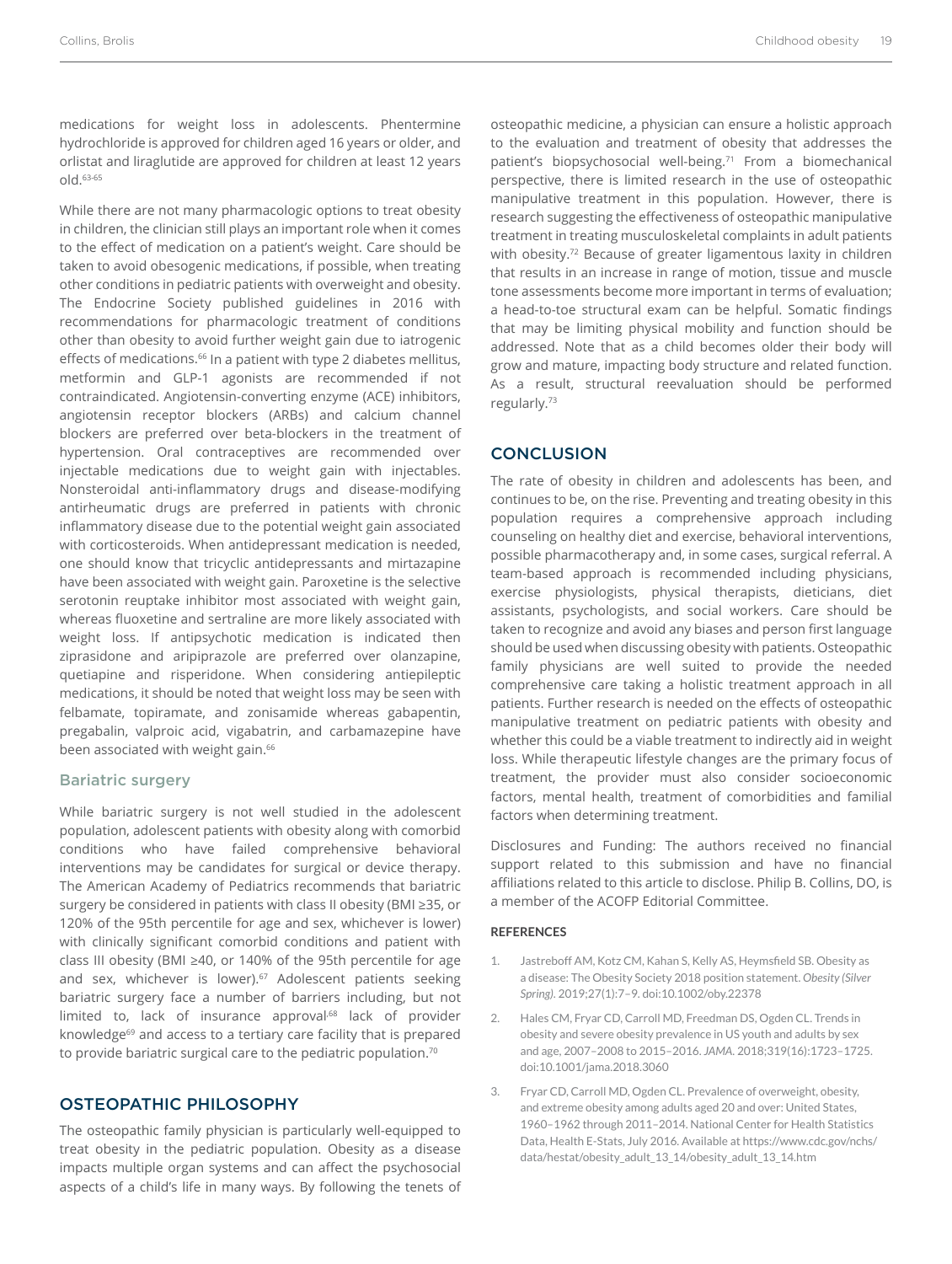medications for weight loss in adolescents. Phentermine hydrochloride is approved for children aged 16 years or older, and orlistat and liraglutide are approved for children at least 12 years old.[63-65]

While there are not many pharmacologic options to treat obesity in children, the clinician still plays an important role when it comes to the effect of medication on a patient's weight. Care should be taken to avoid obesogenic medications, if possible, when treating other conditions in pediatric patients with overweight and obesity. The Endocrine Society published guidelines in 2016 with recommendations for pharmacologic treatment of conditions other than obesity to avoid further weight gain due to iatrogenic effects of medications.[66] In a patient with type 2 diabetes mellitus, metformin and GLP-1 agonists are recommended if not contraindicated. Angiotensin-converting enzyme (ACE) inhibitors, angiotensin receptor blockers (ARBs) and calcium channel blockers are preferred over beta-blockers in the treatment of hypertension. Oral contraceptives are recommended over injectable medications due to weight gain with injectables. Nonsteroidal anti-inflammatory drugs and disease-modifying antirheumatic drugs are preferred in patients with chronic inflammatory disease due to the potential weight gain associated with corticosteroids. When antidepressant medication is needed, one should know that tricyclic antidepressants and mirtazapine have been associated with weight gain. Paroxetine is the selective serotonin reuptake inhibitor most associated with weight gain, whereas fluoxetine and sertraline are more likely associated with weight loss. If antipsychotic medication is indicated then ziprasidone and aripiprazole are preferred over olanzapine, quetiapine and risperidone. When considering antiepileptic medications, it should be noted that weight loss may be seen with felbamate, topiramate, and zonisamide whereas gabapentin, pregabalin, valproic acid, vigabatrin, and carbamazepine have been associated with weight gain.[66]

### Bariatric surgery

While bariatric surgery is not well studied in the adolescent population, adolescent patients with obesity along with comorbid conditions who have failed comprehensive behavioral interventions may be candidates for surgical or device therapy. The American Academy of Pediatrics recommends that bariatric surgery be considered in patients with class II obesity (BMI ≥35, or 120% of the 95th percentile for age and sex, whichever is lower) with clinically significant comorbid conditions and patient with class III obesity (BMI ≥40, or 140% of the 95th percentile for age and sex, whichever is lower).[67] Adolescent patients seeking bariatric surgery face a number of barriers including, but not limited to, lack of insurance approval,[68] lack of provider knowledge[69] and access to a tertiary care facility that is prepared to provide bariatric surgical care to the pediatric population.[70]

## OSTEOPATHIC PHILOSOPHY

The osteopathic family physician is particularly well-equipped to treat obesity in the pediatric population. Obesity as a disease impacts multiple organ systems and can affect the psychosocial aspects of a child's life in many ways. By following the tenets of osteopathic medicine, a physician can ensure a holistic approach to the evaluation and treatment of obesity that addresses the patient's biopsychosocial well-being.[71] From a biomechanical perspective, there is limited research in the use of osteopathic manipulative treatment in this population. However, there is research suggesting the effectiveness of osteopathic manipulative treatment in treating musculoskeletal complaints in adult patients with obesity.[72] Because of greater ligamentous laxity in children that results in an increase in range of motion, tissue and muscle tone assessments become more important in terms of evaluation; a head-to-toe structural exam can be helpful. Somatic findings that may be limiting physical mobility and function should be addressed. Note that as a child becomes older their body will grow and mature, impacting body structure and related function. As a result, structural reevaluation should be performed regularly.[73]

## CONCLUSION

The rate of obesity in children and adolescents has been, and continues to be, on the rise. Preventing and treating obesity in this population requires a comprehensive approach including counseling on healthy diet and exercise, behavioral interventions, possible pharmacotherapy and, in some cases, surgical referral. A team-based approach is recommended including physicians, exercise physiologists, physical therapists, dieticians, diet assistants, psychologists, and social workers. Care should be taken to recognize and avoid any biases and person first language should be used when discussing obesity with patients. Osteopathic family physicians are well suited to provide the needed comprehensive care taking a holistic treatment approach in all patients. Further research is needed on the effects of osteopathic manipulative treatment on pediatric patients with obesity and whether this could be a viable treatment to indirectly aid in weight loss. While therapeutic lifestyle changes are the primary focus of treatment, the provider must also consider socioeconomic factors, mental health, treatment of comorbidities and familial factors when determining treatment.

Disclosures and Funding: The authors received no financial support related to this submission and have no financial affiliations related to this article to disclose. Philip B. Collins, DO, is a member of the ACOFP Editorial Committee.

#### REFERENCES

1. Jastreboff AM, Kotz CM, Kahan S, Kelly AS, Heymsfield SB. Obesity as a disease: The Obesity Society 2018 position statement. *Obesity (Silver Spring)*. 2019;27(1):7–9. doi:10.1002/oby.22378
2. Hales CM, Fryar CD, Carroll MD, Freedman DS, Ogden CL. Trends in obesity and severe obesity prevalence in US youth and adults by sex and age, 2007–2008 to 2015–2016. *JAMA*. 2018;319(16):1723–1725. doi:10.1001/jama.2018.3060
3. Fryar CD, Carroll MD, Ogden CL. Prevalence of overweight, obesity, and extreme obesity among adults aged 20 and over: United States, 1960–1962 through 2011–2014. National Center for Health Statistics Data, Health E-Stats, July 2016. Available at https://www.cdc.gov/nchs/data/hestat/obesity_adult_13_14/obesity_adult_13_14.htm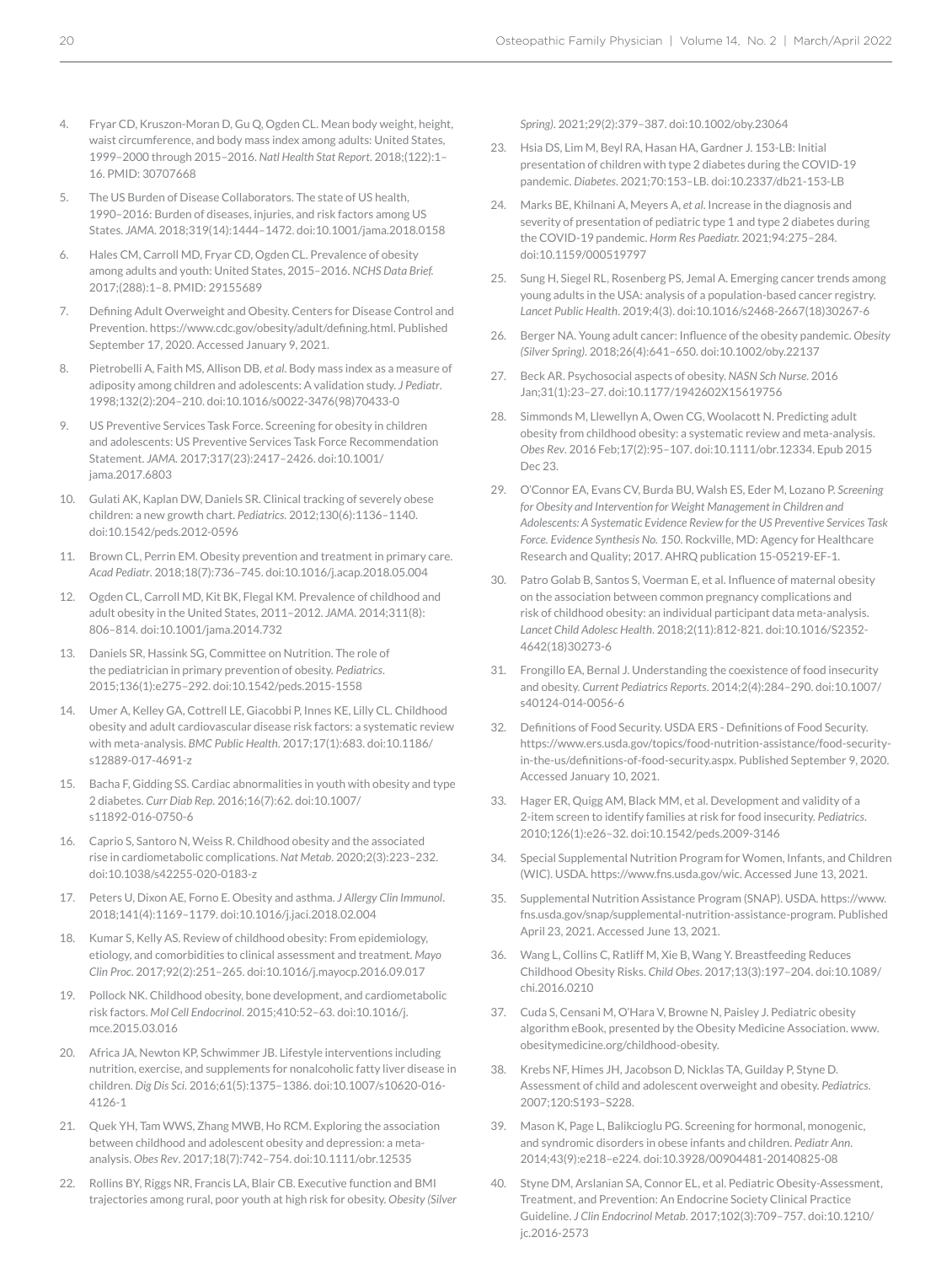4. Fryar CD, Kruszon-Moran D, Gu Q, Ogden CL. Mean body weight, height, waist circumference, and body mass index among adults: United States, 1999–2000 through 2015–2016. *Natl Health Stat Report*. 2018;(122):1–16. PMID: 30707668
5. The US Burden of Disease Collaborators. The state of US health, 1990–2016: Burden of diseases, injuries, and risk factors among US States. *JAMA*. 2018;319(14):1444–1472. doi:10.1001/jama.2018.0158
6. Hales CM, Carroll MD, Fryar CD, Ogden CL. Prevalence of obesity among adults and youth: United States, 2015–2016. *NCHS Data Brief.* 2017;(288):1–8. PMID: 29155689
7. Defining Adult Overweight and Obesity. Centers for Disease Control and Prevention. https://www.cdc.gov/obesity/adult/defining.html. Published September 17, 2020. Accessed January 9, 2021.
8. Pietrobelli A, Faith MS, Allison DB, *et al*. Body mass index as a measure of adiposity among children and adolescents: A validation study. *J Pediatr*. 1998;132(2):204–210. doi:10.1016/s0022-3476(98)70433-0
9. US Preventive Services Task Force. Screening for obesity in children and adolescents: US Preventive Services Task Force Recommendation Statement. *JAMA*. 2017;317(23):2417–2426. doi:10.1001/jama.2017.6803
10. Gulati AK, Kaplan DW, Daniels SR. Clinical tracking of severely obese children: a new growth chart. *Pediatrics*. 2012;130(6):1136–1140. doi:10.1542/peds.2012-0596
11. Brown CL, Perrin EM. Obesity prevention and treatment in primary care. *Acad Pediatr*. 2018;18(7):736–745. doi:10.1016/j.acap.2018.05.004
12. Ogden CL, Carroll MD, Kit BK, Flegal KM. Prevalence of childhood and adult obesity in the United States, 2011–2012. *JAMA*. 2014;311(8): 806–814. doi:10.1001/jama.2014.732
13. Daniels SR, Hassink SG, Committee on Nutrition. The role of the pediatrician in primary prevention of obesity. *Pediatrics*. 2015;136(1):e275–292. doi:10.1542/peds.2015-1558
14. Umer A, Kelley GA, Cottrell LE, Giacobbi P, Innes KE, Lilly CL. Childhood obesity and adult cardiovascular disease risk factors: a systematic review with meta-analysis. *BMC Public Health*. 2017;17(1):683. doi:10.1186/s12889-017-4691-z
15. Bacha F, Gidding SS. Cardiac abnormalities in youth with obesity and type 2 diabetes. *Curr Diab Rep*. 2016;16(7):62. doi:10.1007/s11892-016-0750-6
16. Caprio S, Santoro N, Weiss R. Childhood obesity and the associated rise in cardiometabolic complications. *Nat Metab*. 2020;2(3):223–232. doi:10.1038/s42255-020-0183-z
17. Peters U, Dixon AE, Forno E. Obesity and asthma. *J Allergy Clin Immunol*. 2018;141(4):1169–1179. doi:10.1016/j.jaci.2018.02.004
18. Kumar S, Kelly AS. Review of childhood obesity: From epidemiology, etiology, and comorbidities to clinical assessment and treatment. *Mayo Clin Proc*. 2017;92(2):251–265. doi:10.1016/j.mayocp.2016.09.017
19. Pollock NK. Childhood obesity, bone development, and cardiometabolic risk factors. *Mol Cell Endocrinol*. 2015;410:52–63. doi:10.1016/j.mce.2015.03.016
20. Africa JA, Newton KP, Schwimmer JB. Lifestyle interventions including nutrition, exercise, and supplements for nonalcoholic fatty liver disease in children. *Dig Dis Sci*. 2016;61(5):1375–1386. doi:10.1007/s10620-016-4126-1
21. Quek YH, Tam WWS, Zhang MWB, Ho RCM. Exploring the association between childhood and adolescent obesity and depression: a meta-analysis. *Obes Rev*. 2017;18(7):742–754. doi:10.1111/obr.12535
22. Rollins BY, Riggs NR, Francis LA, Blair CB. Executive function and BMI trajectories among rural, poor youth at high risk for obesity. *Obesity (Silver Spring)*. 2021;29(2):379–387. doi:10.1002/oby.23064
23. Hsia DS, Lim M, Beyl RA, Hasan HA, Gardner J. 153-LB: Initial presentation of children with type 2 diabetes during the COVID-19 pandemic. *Diabetes*. 2021;70:153–LB. doi:10.2337/db21-153-LB
24. Marks BE, Khilnani A, Meyers A, *et al*. Increase in the diagnosis and severity of presentation of pediatric type 1 and type 2 diabetes during the COVID-19 pandemic. *Horm Res Paediatr.* 2021;94:275–284. doi:10.1159/000519797
25. Sung H, Siegel RL, Rosenberg PS, Jemal A. Emerging cancer trends among young adults in the USA: analysis of a population-based cancer registry. *Lancet Public Health*. 2019;4(3). doi:10.1016/s2468-2667(18)30267-6
26. Berger NA. Young adult cancer: Influence of the obesity pandemic. *Obesity (Silver Spring)*. 2018;26(4):641–650. doi:10.1002/oby.22137
27. Beck AR. Psychosocial aspects of obesity. *NASN Sch Nurse*. 2016 Jan;31(1):23–27. doi:10.1177/1942602X15619756
28. Simmonds M, Llewellyn A, Owen CG, Woolacott N. Predicting adult obesity from childhood obesity: a systematic review and meta-analysis. *Obes Rev*. 2016 Feb;17(2):95–107. doi:10.1111/obr.12334. Epub 2015 Dec 23.
29. O'Connor EA, Evans CV, Burda BU, Walsh ES, Eder M, Lozano P. *Screening for Obesity and Intervention for Weight Management in Children and Adolescents: A Systematic Evidence Review for the US Preventive Services Task Force. Evidence Synthesis No. 150*. Rockville, MD: Agency for Healthcare Research and Quality; 2017. AHRQ publication 15-05219-EF-1.
30. Patro Golab B, Santos S, Voerman E, et al. Influence of maternal obesity on the association between common pregnancy complications and risk of childhood obesity: an individual participant data meta-analysis. *Lancet Child Adolesc Health*. 2018;2(11):812-821. doi:10.1016/S2352-4642(18)30273-6
31. Frongillo EA, Bernal J. Understanding the coexistence of food insecurity and obesity. *Current Pediatrics Reports*. 2014;2(4):284–290. doi:10.1007/s40124-014-0056-6
32. Definitions of Food Security. USDA ERS - Definitions of Food Security. https://www.ers.usda.gov/topics/food-nutrition-assistance/food-security-in-the-us/definitions-of-food-security.aspx. Published September 9, 2020. Accessed January 10, 2021.
33. Hager ER, Quigg AM, Black MM, et al. Development and validity of a 2-item screen to identify families at risk for food insecurity. *Pediatrics*. 2010;126(1):e26–32. doi:10.1542/peds.2009-3146
34. Special Supplemental Nutrition Program for Women, Infants, and Children (WIC). USDA. https://www.fns.usda.gov/wic. Accessed June 13, 2021.
35. Supplemental Nutrition Assistance Program (SNAP). USDA. https://www.fns.usda.gov/snap/supplemental-nutrition-assistance-program. Published April 23, 2021. Accessed June 13, 2021.
36. Wang L, Collins C, Ratliff M, Xie B, Wang Y. Breastfeeding Reduces Childhood Obesity Risks. *Child Obes*. 2017;13(3):197–204. doi:10.1089/chi.2016.0210
37. Cuda S, Censani M, O'Hara V, Browne N, Paisley J. Pediatric obesity algorithm eBook, presented by the Obesity Medicine Association. www.obesitymedicine.org/childhood-obesity.
38. Krebs NF, Himes JH, Jacobson D, Nicklas TA, Guilday P, Styne D. Assessment of child and adolescent overweight and obesity. *Pediatrics*. 2007;120:S193–S228.
39. Mason K, Page L, Balikcioglu PG. Screening for hormonal, monogenic, and syndromic disorders in obese infants and children. *Pediatr Ann*. 2014;43(9):e218–e224. doi:10.3928/00904481-20140825-08
40. Styne DM, Arslanian SA, Connor EL, et al. Pediatric Obesity-Assessment, Treatment, and Prevention: An Endocrine Society Clinical Practice Guideline. *J Clin Endocrinol Metab*. 2017;102(3):709–757. doi:10.1210/jc.2016-2573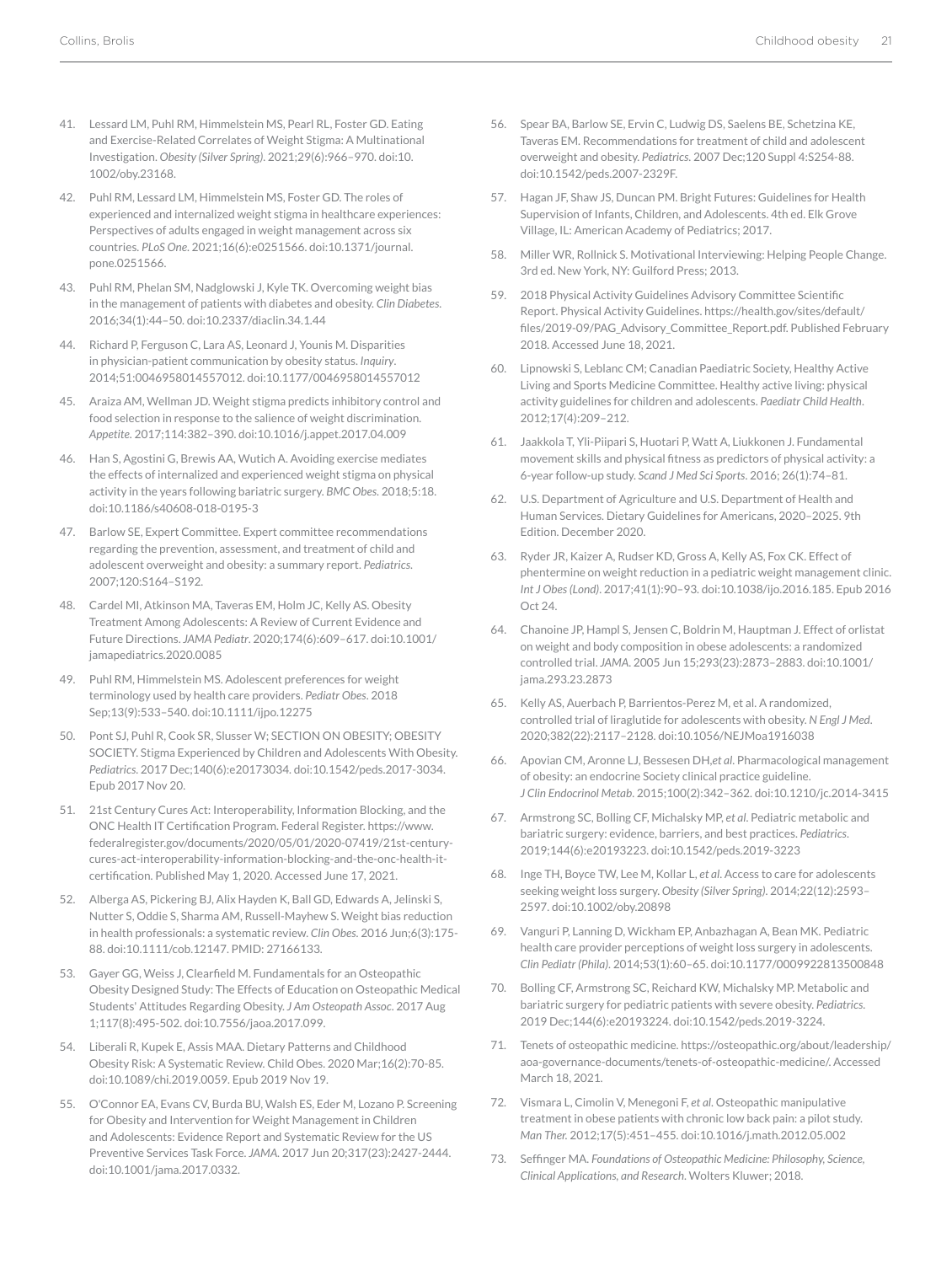41. Lessard LM, Puhl RM, Himmelstein MS, Pearl RL, Foster GD. Eating and Exercise-Related Correlates of Weight Stigma: A Multinational Investigation. *Obesity (Silver Spring)*. 2021;29(6):966–970. doi:10.1002/oby.23168.

42. Puhl RM, Lessard LM, Himmelstein MS, Foster GD. The roles of experienced and internalized weight stigma in healthcare experiences: Perspectives of adults engaged in weight management across six countries. *PLoS One*. 2021;16(6):e0251566. doi:10.1371/journal.pone.0251566.

43. Puhl RM, Phelan SM, Nadglowski J, Kyle TK. Overcoming weight bias in the management of patients with diabetes and obesity. *Clin Diabetes*. 2016;34(1):44–50. doi:10.2337/diaclin.34.1.44

44. Richard P, Ferguson C, Lara AS, Leonard J, Younis M. Disparities in physician-patient communication by obesity status. *Inquiry*. 2014;51:0046958014557012. doi:10.1177/0046958014557012

45. Araiza AM, Wellman JD. Weight stigma predicts inhibitory control and food selection in response to the salience of weight discrimination. *Appetite*. 2017;114:382–390. doi:10.1016/j.appet.2017.04.009

46. Han S, Agostini G, Brewis AA, Wutich A. Avoiding exercise mediates the effects of internalized and experienced weight stigma on physical activity in the years following bariatric surgery. *BMC Obes*. 2018;5:18. doi:10.1186/s40608-018-0195-3

47. Barlow SE, Expert Committee. Expert committee recommendations regarding the prevention, assessment, and treatment of child and adolescent overweight and obesity: a summary report. *Pediatrics*. 2007;120:S164–S192.

48. Cardel MI, Atkinson MA, Taveras EM, Holm JC, Kelly AS. Obesity Treatment Among Adolescents: A Review of Current Evidence and Future Directions. *JAMA Pediatr*. 2020;174(6):609–617. doi:10.1001/jamapediatrics.2020.0085

49. Puhl RM, Himmelstein MS. Adolescent preferences for weight terminology used by health care providers. *Pediatr Obes*. 2018 Sep;13(9):533–540. doi:10.1111/ijpo.12275

50. Pont SJ, Puhl R, Cook SR, Slusser W; SECTION ON OBESITY; OBESITY SOCIETY. Stigma Experienced by Children and Adolescents With Obesity. *Pediatrics*. 2017 Dec;140(6):e20173034. doi:10.1542/peds.2017-3034. Epub 2017 Nov 20.

51. 21st Century Cures Act: Interoperability, Information Blocking, and the ONC Health IT Certification Program. Federal Register. https://www.federalregister.gov/documents/2020/05/01/2020-07419/21st-century-cures-act-interoperability-information-blocking-and-the-onc-health-it-certification. Published May 1, 2020. Accessed June 17, 2021.

52. Alberga AS, Pickering BJ, Alix Hayden K, Ball GD, Edwards A, Jelinski S, Nutter S, Oddie S, Sharma AM, Russell-Mayhew S. Weight bias reduction in health professionals: a systematic review. *Clin Obes*. 2016 Jun;6(3):175-88. doi:10.1111/cob.12147. PMID: 27166133.

53. Gayer GG, Weiss J, Clearfield M. Fundamentals for an Osteopathic Obesity Designed Study: The Effects of Education on Osteopathic Medical Students' Attitudes Regarding Obesity. *J Am Osteopath Assoc*. 2017 Aug 1;117(8):495-502. doi:10.7556/jaoa.2017.099.

54. Liberali R, Kupek E, Assis MAA. Dietary Patterns and Childhood Obesity Risk: A Systematic Review. Child Obes. 2020 Mar;16(2):70-85. doi:10.1089/chi.2019.0059. Epub 2019 Nov 19.

55. O'Connor EA, Evans CV, Burda BU, Walsh ES, Eder M, Lozano P. Screening for Obesity and Intervention for Weight Management in Children and Adolescents: Evidence Report and Systematic Review for the US Preventive Services Task Force. *JAMA*. 2017 Jun 20;317(23):2427-2444. doi:10.1001/jama.2017.0332.

56. Spear BA, Barlow SE, Ervin C, Ludwig DS, Saelens BE, Schetzina KE, Taveras EM. Recommendations for treatment of child and adolescent overweight and obesity. *Pediatrics*. 2007 Dec;120 Suppl 4:S254-88. doi:10.1542/peds.2007-2329F.

57. Hagan JF, Shaw JS, Duncan PM. Bright Futures: Guidelines for Health Supervision of Infants, Children, and Adolescents. 4th ed. Elk Grove Village, IL: American Academy of Pediatrics; 2017.

58. Miller WR, Rollnick S. Motivational Interviewing: Helping People Change. 3rd ed. New York, NY: Guilford Press; 2013.

59. 2018 Physical Activity Guidelines Advisory Committee Scientific Report. Physical Activity Guidelines. https://health.gov/sites/default/files/2019-09/PAG_Advisory_Committee_Report.pdf. Published February 2018. Accessed June 18, 2021.

60. Lipnowski S, Leblanc CM; Canadian Paediatric Society, Healthy Active Living and Sports Medicine Committee. Healthy active living: physical activity guidelines for children and adolescents. *Paediatr Child Health*. 2012;17(4):209–212.

61. Jaakkola T, Yli-Piipari S, Huotari P, Watt A, Liukkonen J. Fundamental movement skills and physical fitness as predictors of physical activity: a 6-year follow-up study. *Scand J Med Sci Sports*. 2016; 26(1):74–81.

62. U.S. Department of Agriculture and U.S. Department of Health and Human Services. Dietary Guidelines for Americans, 2020–2025. 9th Edition. December 2020.

63. Ryder JR, Kaizer A, Rudser KD, Gross A, Kelly AS, Fox CK. Effect of phentermine on weight reduction in a pediatric weight management clinic. *Int J Obes (Lond)*. 2017;41(1):90–93. doi:10.1038/ijo.2016.185. Epub 2016 Oct 24.

64. Chanoine JP, Hampl S, Jensen C, Boldrin M, Hauptman J. Effect of orlistat on weight and body composition in obese adolescents: a randomized controlled trial. *JAMA*. 2005 Jun 15;293(23):2873–2883. doi:10.1001/jama.293.23.2873

65. Kelly AS, Auerbach P, Barrientos-Perez M, et al. A randomized, controlled trial of liraglutide for adolescents with obesity. *N Engl J Med*. 2020;382(22):2117–2128. doi:10.1056/NEJMoa1916038

66. Apovian CM, Aronne LJ, Bessesen DH,*et al*. Pharmacological management of obesity: an endocrine Society clinical practice guideline. *J Clin Endocrinol Metab*. 2015;100(2):342–362. doi:10.1210/jc.2014-3415

67. Armstrong SC, Bolling CF, Michalsky MP, *et al*. Pediatric metabolic and bariatric surgery: evidence, barriers, and best practices. *Pediatrics*. 2019;144(6):e20193223. doi:10.1542/peds.2019-3223

68. Inge TH, Boyce TW, Lee M, Kollar L, *et al*. Access to care for adolescents seeking weight loss surgery. *Obesity (Silver Spring)*. 2014;22(12):2593–2597. doi:10.1002/oby.20898

69. Vanguri P, Lanning D, Wickham EP, Anbazhagan A, Bean MK. Pediatric health care provider perceptions of weight loss surgery in adolescents. *Clin Pediatr (Phila)*. 2014;53(1):60–65. doi:10.1177/0009922813500848

70. Bolling CF, Armstrong SC, Reichard KW, Michalsky MP. Metabolic and bariatric surgery for pediatric patients with severe obesity. *Pediatrics*. 2019 Dec;144(6):e20193224. doi:10.1542/peds.2019-3224.

71. Tenets of osteopathic medicine. https://osteopathic.org/about/leadership/aoa-governance-documents/tenets-of-osteopathic-medicine/. Accessed March 18, 2021.

72. Vismara L, Cimolin V, Menegoni F, *et al*. Osteopathic manipulative treatment in obese patients with chronic low back pain: a pilot study. *Man Ther*. 2012;17(5):451–455. doi:10.1016/j.math.2012.05.002

73. Seffinger MA. *Foundations of Osteopathic Medicine: Philosophy, Science, Clinical Applications, and Research*. Wolters Kluwer; 2018.